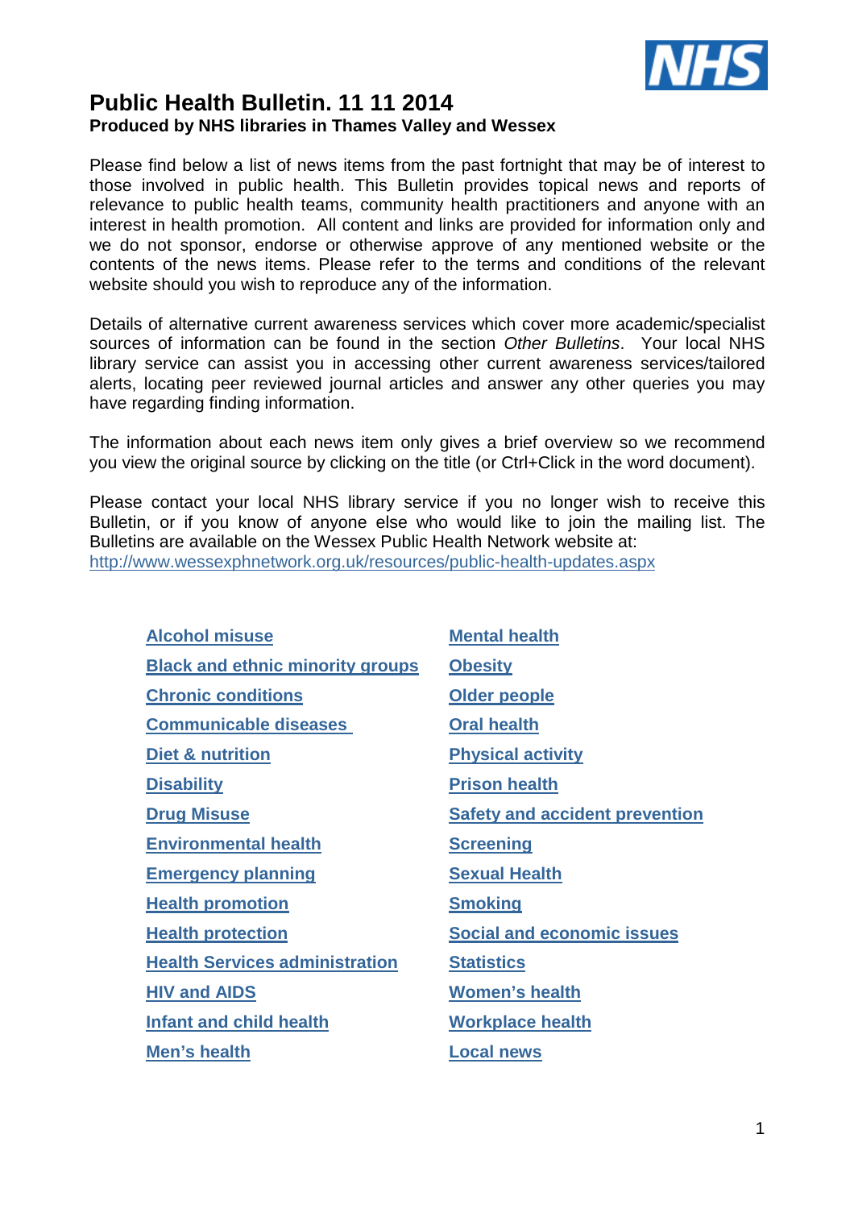# Public Health Bulletin. 11 11 2014

**Produced by NHS libraries in Thames Valley and Wessex**

Please find below a list of news items from the past fortnight that may be of interest to those involved in public health. This Bulletin provides topical news and reports of relevance to public health teams, community health practitioners and anyone with an interest in health promotion. All content and links are provided for information only and we do not sponsor, endorse or otherwise approve of any mentioned website or the contents of the news items. Please refer to the terms and conditions of the relevant website should you wish to reproduce any of the information.

Details of alternative current awareness services which cover more academic/specialist sources of information can be found in the section *Other Bulletins*. Your local NHS library service can assist you in accessing other current awareness services/tailored alerts, locating peer reviewed journal articles and answer any other queries you may have regarding finding information.

The information about each news item only gives a brief overview so we recommend you view the original source by clicking on the title (or Ctrl+Click in the word document).

Please contact your local NHS library service if you no longer wish to receive this Bulletin, or if you know of anyone else who would like to join the mailing list. The Bulletins are available on the Wessex Public Health Network website at:
http://www.wessexphnetwork.org.uk/resources/public-health-updates.aspx

- **Alcohol misuse**
- **Black and ethnic minority groups**
- **Chronic conditions**
- **Communicable diseases**
- **Diet & nutrition**
- **Disability**
- **Drug Misuse**
- **Environmental health**
- **Emergency planning**
- **Health promotion**
- **Health protection**
- **Health Services administration**
- **HIV and AIDS**
- **Infant and child health**
- **Men's health**
- **Mental health**
- **Obesity**
- **Older people**
- **Oral health**
- **Physical activity**
- **Prison health**
- **Safety and accident prevention**
- **Screening**
- **Sexual Health**
- **Smoking**
- **Social and economic issues**
- **Statistics**
- **Women's health**
- **Workplace health**
- **Local news**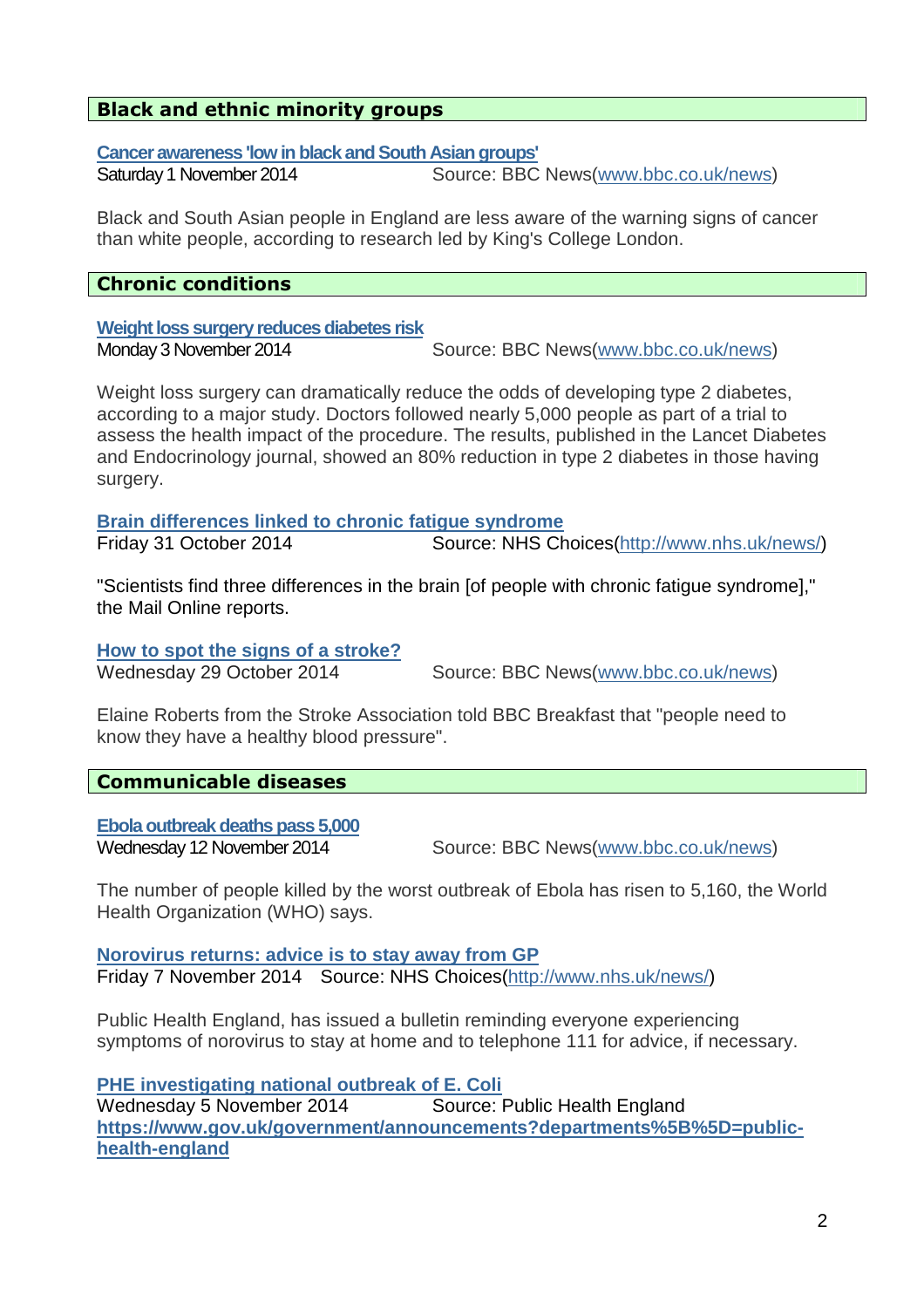## Black and ethnic minority groups

**[Cancer awareness 'low in black and South Asian groups'](www.bbc.co.uk/news)**
Saturday 1 November 2014 Source: BBC News(www.bbc.co.uk/news)

Black and South Asian people in England are less aware of the warning signs of cancer than white people, according to research led by King's College London.

## Chronic conditions

**Weight loss surgery reduces diabetes risk**
Monday 3 November 2014 Source: BBC News(www.bbc.co.uk/news)

Weight loss surgery can dramatically reduce the odds of developing type 2 diabetes, according to a major study. Doctors followed nearly 5,000 people as part of a trial to assess the health impact of the procedure. The results, published in the Lancet Diabetes and Endocrinology journal, showed an 80% reduction in type 2 diabetes in those having surgery.

**Brain differences linked to chronic fatigue syndrome**
Friday 31 October 2014 Source: NHS Choices(http://www.nhs.uk/news/)

"Scientists find three differences in the brain [of people with chronic fatigue syndrome]," the Mail Online reports.

**How to spot the signs of a stroke?**
Wednesday 29 October 2014 Source: BBC News(www.bbc.co.uk/news)

Elaine Roberts from the Stroke Association told BBC Breakfast that "people need to know they have a healthy blood pressure".

## Communicable diseases

**Ebola outbreak deaths pass 5,000**
Wednesday 12 November 2014 Source: BBC News(www.bbc.co.uk/news)

The number of people killed by the worst outbreak of Ebola has risen to 5,160, the World Health Organization (WHO) says.

**Norovirus returns: advice is to stay away from GP**
Friday 7 November 2014 Source: NHS Choices(http://www.nhs.uk/news/)

Public Health England, has issued a bulletin reminding everyone experiencing symptoms of norovirus to stay at home and to telephone 111 for advice, if necessary.

**PHE investigating national outbreak of E. Coli**
Wednesday 5 November 2014 Source: Public Health England
**https://www.gov.uk/government/announcements?departments%5B%5D=public-health-england**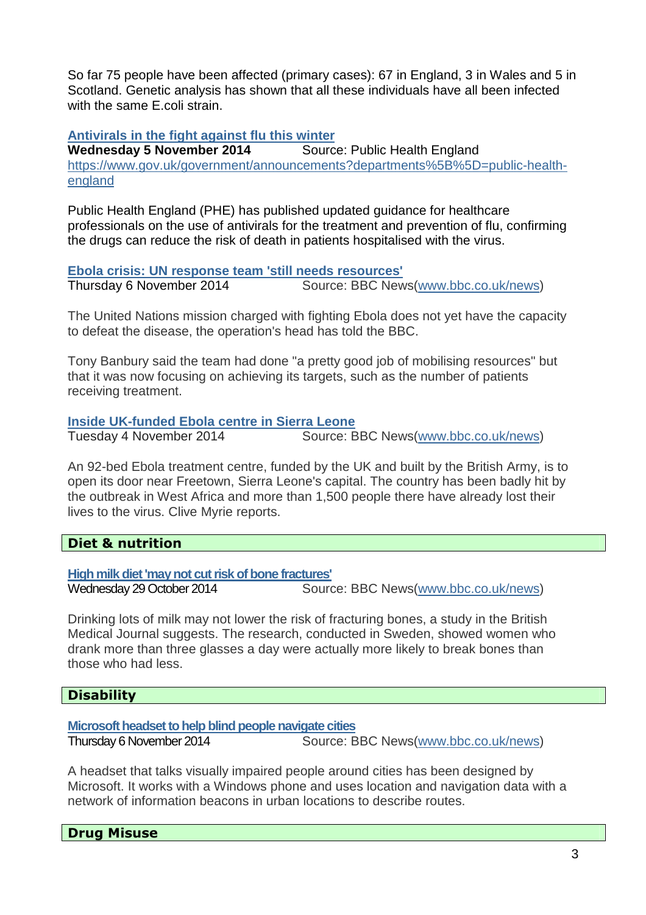So far 75 people have been affected (primary cases): 67 in England, 3 in Wales and 5 in Scotland. Genetic analysis has shown that all these individuals have all been infected with the same E.coli strain.

**Antivirals in the fight against flu this winter**
**Wednesday 5 November 2014** Source: Public Health England
https://www.gov.uk/government/announcements?departments%5B%5D=public-health-england

Public Health England (PHE) has published updated guidance for healthcare professionals on the use of antivirals for the treatment and prevention of flu, confirming the drugs can reduce the risk of death in patients hospitalised with the virus.

**Ebola crisis: UN response team 'still needs resources'**
Thursday 6 November 2014 Source: BBC News(www.bbc.co.uk/news)

The United Nations mission charged with fighting Ebola does not yet have the capacity to defeat the disease, the operation's head has told the BBC.

Tony Banbury said the team had done "a pretty good job of mobilising resources" but that it was now focusing on achieving its targets, such as the number of patients receiving treatment.

**Inside UK-funded Ebola centre in Sierra Leone**
Tuesday 4 November 2014 Source: BBC News(www.bbc.co.uk/news)

An 92-bed Ebola treatment centre, funded by the UK and built by the British Army, is to open its door near Freetown, Sierra Leone's capital. The country has been badly hit by the outbreak in West Africa and more than 1,500 people there have already lost their lives to the virus. Clive Myrie reports.

## Diet & nutrition

**High milk diet 'may not cut risk of bone fractures'**
Wednesday 29 October 2014 Source: BBC News(www.bbc.co.uk/news)

Drinking lots of milk may not lower the risk of fracturing bones, a study in the British Medical Journal suggests. The research, conducted in Sweden, showed women who drank more than three glasses a day were actually more likely to break bones than those who had less.

## Disability

**Microsoft headset to help blind people navigate cities**
Thursday 6 November 2014 Source: BBC News(www.bbc.co.uk/news)

A headset that talks visually impaired people around cities has been designed by Microsoft. It works with a Windows phone and uses location and navigation data with a network of information beacons in urban locations to describe routes.

## Drug Misuse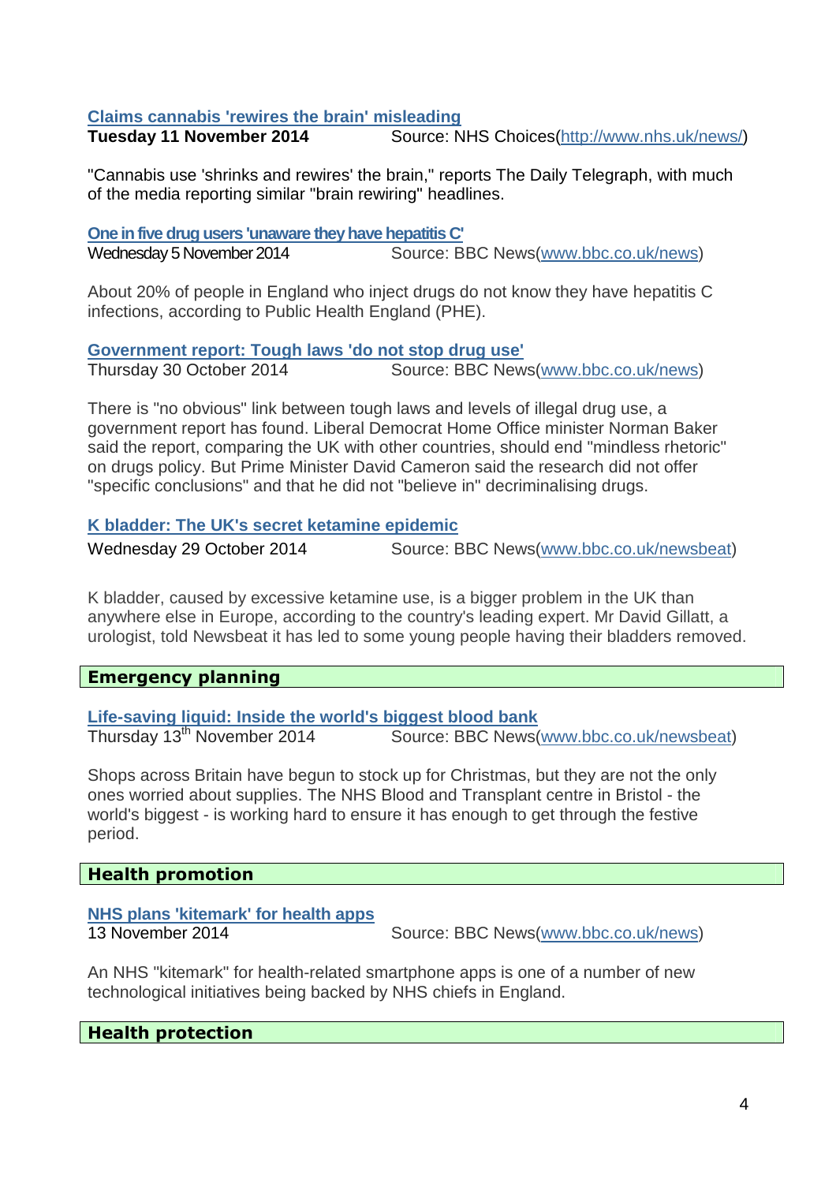**[Claims cannabis 'rewires the brain' misleading](http://www.nhs.uk/news/)**
**Tuesday 11 November 2014** Source: NHS Choices([http://www.nhs.uk/news/](http://www.nhs.uk/news/))

"Cannabis use 'shrinks and rewires' the brain," reports The Daily Telegraph, with much of the media reporting similar "brain rewiring" headlines.

**[One in five drug users 'unaware they have hepatitis C'](http://www.bbc.co.uk/news)**
Wednesday 5 November 2014 Source: BBC News([www.bbc.co.uk/news](http://www.bbc.co.uk/news))

About 20% of people in England who inject drugs do not know they have hepatitis C infections, according to Public Health England (PHE).

**[Government report: Tough laws 'do not stop drug use'](http://www.bbc.co.uk/news)**
Thursday 30 October 2014 Source: BBC News([www.bbc.co.uk/news](http://www.bbc.co.uk/news))

There is "no obvious" link between tough laws and levels of illegal drug use, a government report has found. Liberal Democrat Home Office minister Norman Baker said the report, comparing the UK with other countries, should end "mindless rhetoric" on drugs policy. But Prime Minister David Cameron said the research did not offer "specific conclusions" and that he did not "believe in" decriminalising drugs.

**[K bladder: The UK's secret ketamine epidemic](http://www.bbc.co.uk/newsbeat)**
Wednesday 29 October 2014 Source: BBC News([www.bbc.co.uk/newsbeat](http://www.bbc.co.uk/newsbeat))

K bladder, caused by excessive ketamine use, is a bigger problem in the UK than anywhere else in Europe, according to the country's leading expert. Mr David Gillatt, a urologist, told Newsbeat it has led to some young people having their bladders removed.

## Emergency planning

**[Life-saving liquid: Inside the world's biggest blood bank](http://www.bbc.co.uk/newsbeat)**
Thursday 13th November 2014 Source: BBC News([www.bbc.co.uk/newsbeat](http://www.bbc.co.uk/newsbeat))

Shops across Britain have begun to stock up for Christmas, but they are not the only ones worried about supplies. The NHS Blood and Transplant centre in Bristol - the world's biggest - is working hard to ensure it has enough to get through the festive period.

## Health promotion

**[NHS plans 'kitemark' for health apps](http://www.bbc.co.uk/news)**
13 November 2014 Source: BBC News([www.bbc.co.uk/news](http://www.bbc.co.uk/news))

An NHS "kitemark" for health-related smartphone apps is one of a number of new technological initiatives being backed by NHS chiefs in England.

## Health protection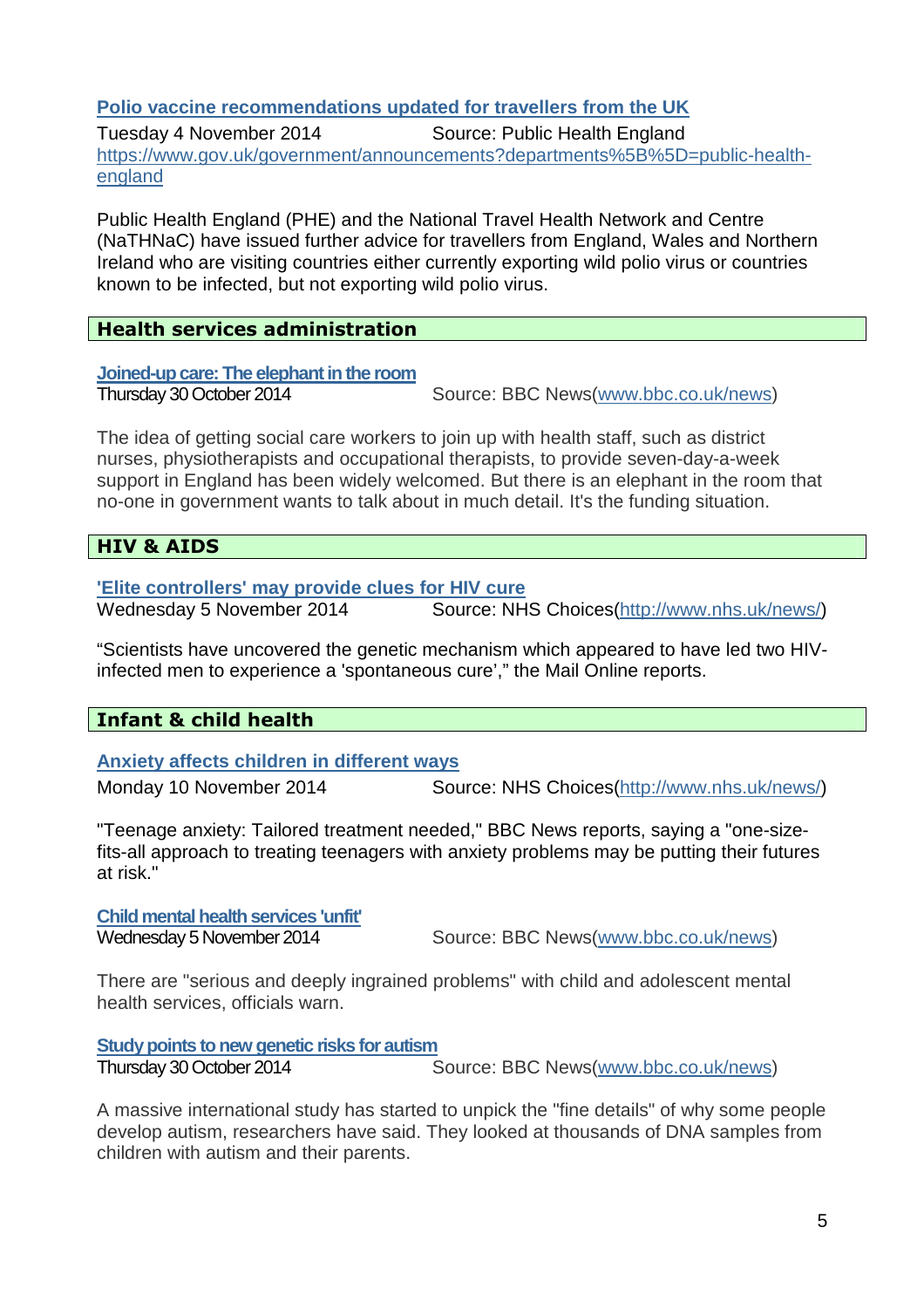### [Polio vaccine recommendations updated for travellers from the UK](https://www.gov.uk/government/announcements?departments%5B%5D=public-health-england)

Tuesday 4 November 2014 Source: Public Health England
https://www.gov.uk/government/announcements?departments%5B%5D=public-health-england

Public Health England (PHE) and the National Travel Health Network and Centre (NaTHNaC) have issued further advice for travellers from England, Wales and Northern Ireland who are visiting countries either currently exporting wild polio virus or countries known to be infected, but not exporting wild polio virus.

## Health services administration

### Joined-up care: The elephant in the room

Thursday 30 October 2014 Source: BBC News(www.bbc.co.uk/news)

The idea of getting social care workers to join up with health staff, such as district nurses, physiotherapists and occupational therapists, to provide seven-day-a-week support in England has been widely welcomed. But there is an elephant in the room that no-one in government wants to talk about in much detail. It's the funding situation.

## HIV & AIDS

### 'Elite controllers' may provide clues for HIV cure

Wednesday 5 November 2014 Source: NHS Choices(http://www.nhs.uk/news/)

"Scientists have uncovered the genetic mechanism which appeared to have led two HIV-infected men to experience a 'spontaneous cure'," the Mail Online reports.

## Infant & child health

### Anxiety affects children in different ways

Monday 10 November 2014 Source: NHS Choices(http://www.nhs.uk/news/)

"Teenage anxiety: Tailored treatment needed," BBC News reports, saying a "one-size-fits-all approach to treating teenagers with anxiety problems may be putting their futures at risk."

### Child mental health services 'unfit'

Wednesday 5 November 2014 Source: BBC News(www.bbc.co.uk/news)

There are "serious and deeply ingrained problems" with child and adolescent mental health services, officials warn.

### Study points to new genetic risks for autism

Thursday 30 October 2014 Source: BBC News(www.bbc.co.uk/news)

A massive international study has started to unpick the "fine details" of why some people develop autism, researchers have said. They looked at thousands of DNA samples from children with autism and their parents.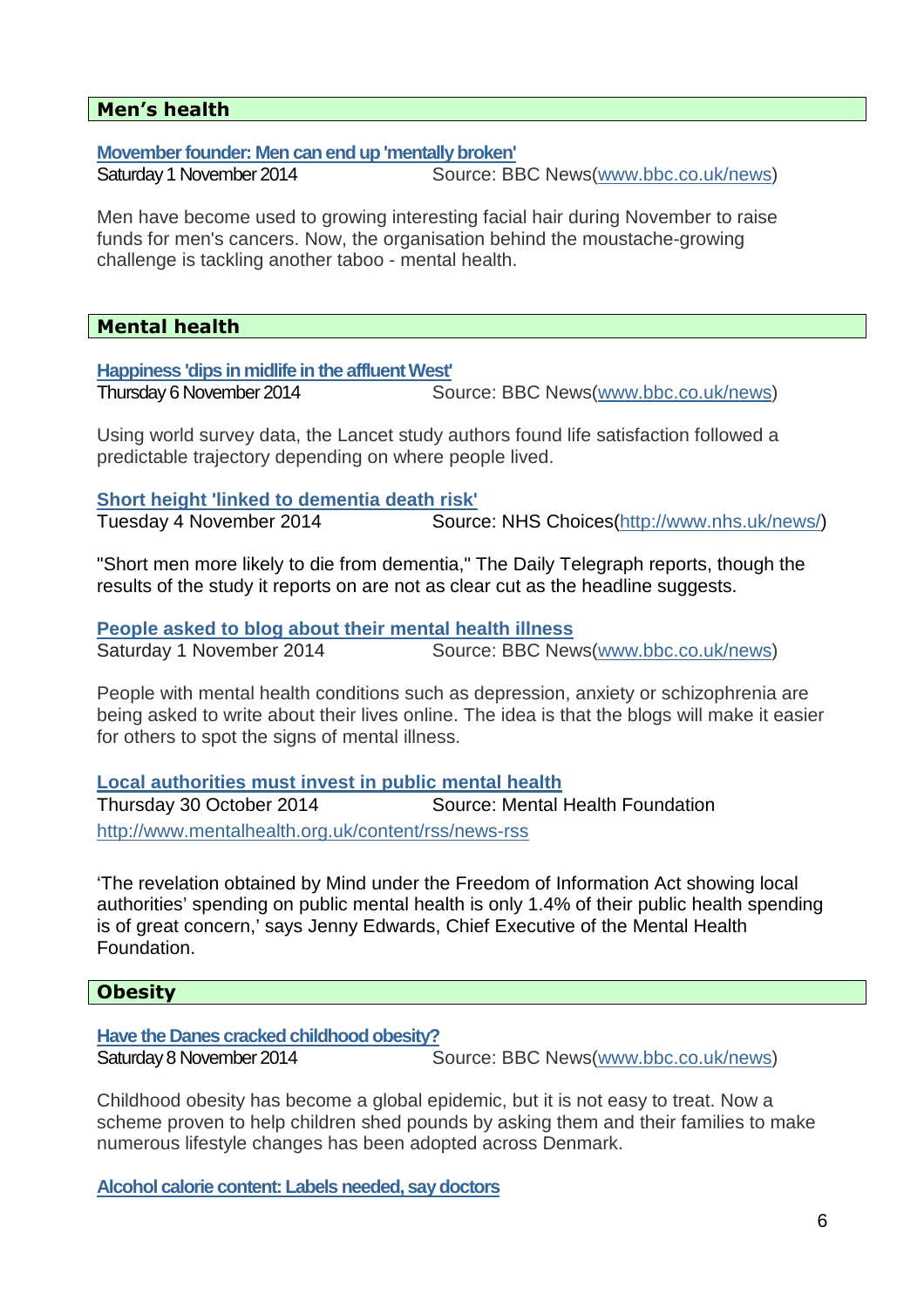## Men's health

**Movember founder: Men can end up 'mentally broken'**
Saturday 1 November 2014 Source: BBC News(www.bbc.co.uk/news)

Men have become used to growing interesting facial hair during November to raise funds for men's cancers. Now, the organisation behind the moustache-growing challenge is tackling another taboo - mental health.

## Mental health

**Happiness 'dips in midlife in the affluent West'**
Thursday 6 November 2014 Source: BBC News(www.bbc.co.uk/news)

Using world survey data, the Lancet study authors found life satisfaction followed a predictable trajectory depending on where people lived.

**Short height 'linked to dementia death risk'**
Tuesday 4 November 2014 Source: NHS Choices(http://www.nhs.uk/news/)

"Short men more likely to die from dementia," The Daily Telegraph reports, though the results of the study it reports on are not as clear cut as the headline suggests.

**People asked to blog about their mental health illness**
Saturday 1 November 2014 Source: BBC News(www.bbc.co.uk/news)

People with mental health conditions such as depression, anxiety or schizophrenia are being asked to write about their lives online. The idea is that the blogs will make it easier for others to spot the signs of mental illness.

**Local authorities must invest in public mental health**
Thursday 30 October 2014 Source: Mental Health Foundation
http://www.mentalhealth.org.uk/content/rss/news-rss

'The revelation obtained by Mind under the Freedom of Information Act showing local authorities' spending on public mental health is only 1.4% of their public health spending is of great concern,' says Jenny Edwards, Chief Executive of the Mental Health Foundation.

## Obesity

**Have the Danes cracked childhood obesity?**
Saturday 8 November 2014 Source: BBC News(www.bbc.co.uk/news)

Childhood obesity has become a global epidemic, but it is not easy to treat. Now a scheme proven to help children shed pounds by asking them and their families to make numerous lifestyle changes has been adopted across Denmark.

**Alcohol calorie content: Labels needed, say doctors**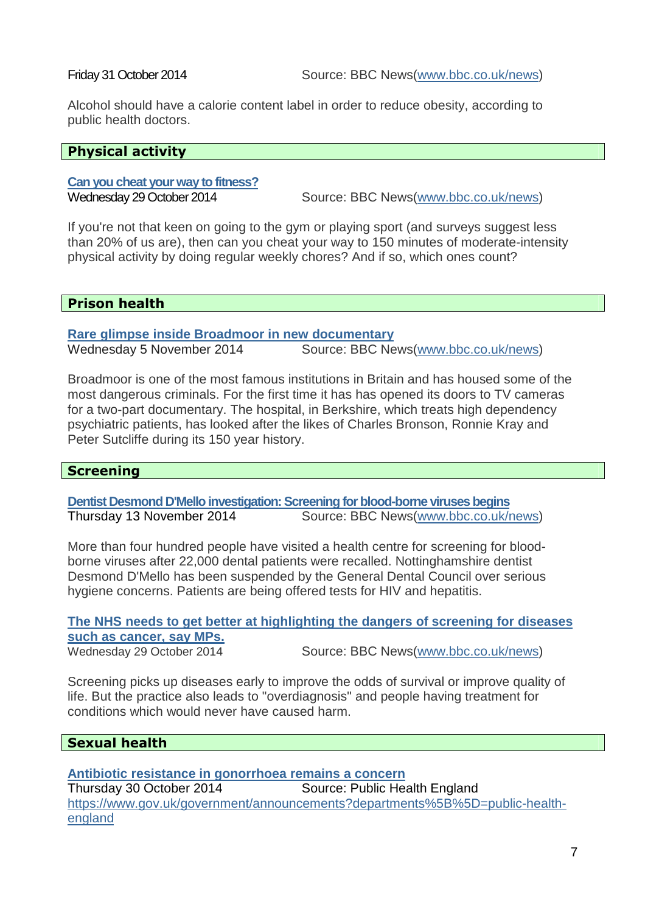Friday 31 October 2014 Source: BBC News(www.bbc.co.uk/news)

Alcohol should have a calorie content label in order to reduce obesity, according to public health doctors.

## Physical activity

**Can you cheat your way to fitness?**
Wednesday 29 October 2014 Source: BBC News(www.bbc.co.uk/news)

If you're not that keen on going to the gym or playing sport (and surveys suggest less than 20% of us are), then can you cheat your way to 150 minutes of moderate-intensity physical activity by doing regular weekly chores? And if so, which ones count?

## Prison health

**Rare glimpse inside Broadmoor in new documentary**
Wednesday 5 November 2014 Source: BBC News(www.bbc.co.uk/news)

Broadmoor is one of the most famous institutions in Britain and has housed some of the most dangerous criminals. For the first time it has has opened its doors to TV cameras for a two-part documentary. The hospital, in Berkshire, which treats high dependency psychiatric patients, has looked after the likes of Charles Bronson, Ronnie Kray and Peter Sutcliffe during its 150 year history.

## Screening

**Dentist Desmond D'Mello investigation: Screening for blood-borne viruses begins**
Thursday 13 November 2014 Source: BBC News(www.bbc.co.uk/news)

More than four hundred people have visited a health centre for screening for blood-borne viruses after 22,000 dental patients were recalled. Nottinghamshire dentist Desmond D'Mello has been suspended by the General Dental Council over serious hygiene concerns. Patients are being offered tests for HIV and hepatitis.

**The NHS needs to get better at highlighting the dangers of screening for diseases such as cancer, say MPs.**
Wednesday 29 October 2014 Source: BBC News(www.bbc.co.uk/news)

Screening picks up diseases early to improve the odds of survival or improve quality of life. But the practice also leads to "overdiagnosis" and people having treatment for conditions which would never have caused harm.

## Sexual health

**Antibiotic resistance in gonorrhoea remains a concern**
Thursday 30 October 2014 Source: Public Health England
https://www.gov.uk/government/announcements?departments%5B%5D=public-health-england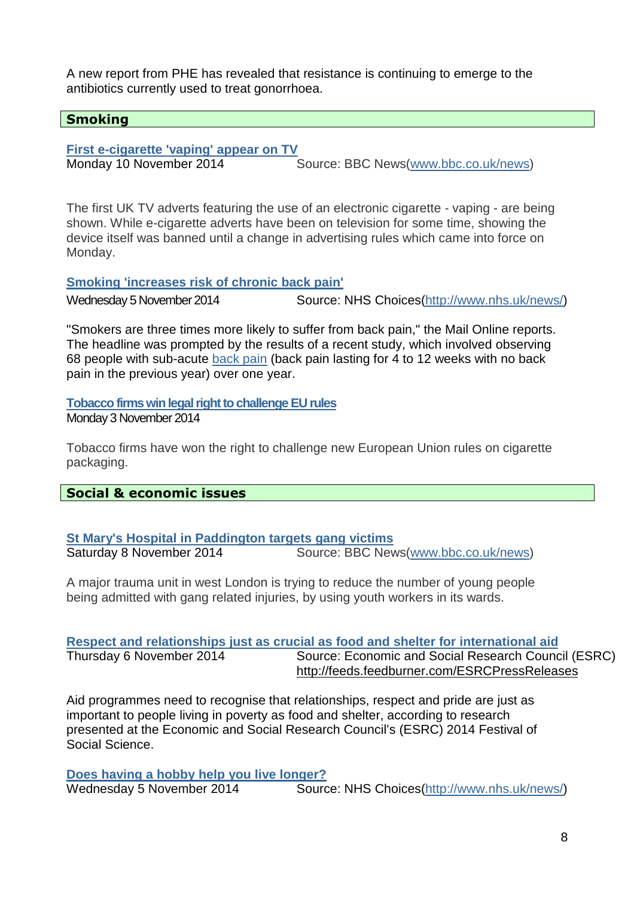A new report from PHE has revealed that resistance is continuing to emerge to the antibiotics currently used to treat gonorrhoea.

## Smoking

**First e-cigarette 'vaping' appear on TV**
Monday 10 November 2014 Source: BBC News(www.bbc.co.uk/news)

The first UK TV adverts featuring the use of an electronic cigarette - vaping - are being shown. While e-cigarette adverts have been on television for some time, showing the device itself was banned until a change in advertising rules which came into force on Monday.

**Smoking 'increases risk of chronic back pain'**
Wednesday 5 November 2014 Source: NHS Choices(http://www.nhs.uk/news/)

"Smokers are three times more likely to suffer from back pain," the Mail Online reports. The headline was prompted by the results of a recent study, which involved observing 68 people with sub-acute back pain (back pain lasting for 4 to 12 weeks with no back pain in the previous year) over one year.

**Tobacco firms win legal right to challenge EU rules**
Monday 3 November 2014

Tobacco firms have won the right to challenge new European Union rules on cigarette packaging.

## Social & economic issues

**St Mary's Hospital in Paddington targets gang victims**
Saturday 8 November 2014 Source: BBC News(www.bbc.co.uk/news)

A major trauma unit in west London is trying to reduce the number of young people being admitted with gang related injuries, by using youth workers in its wards.

**Respect and relationships just as crucial as food and shelter for international aid**
Thursday 6 November 2014 Source: Economic and Social Research Council (ESRC) http://feeds.feedburner.com/ESRCPressReleases

Aid programmes need to recognise that relationships, respect and pride are just as important to people living in poverty as food and shelter, according to research presented at the Economic and Social Research Council's (ESRC) 2014 Festival of Social Science.

**Does having a hobby help you live longer?**
Wednesday 5 November 2014 Source: NHS Choices(http://www.nhs.uk/news/)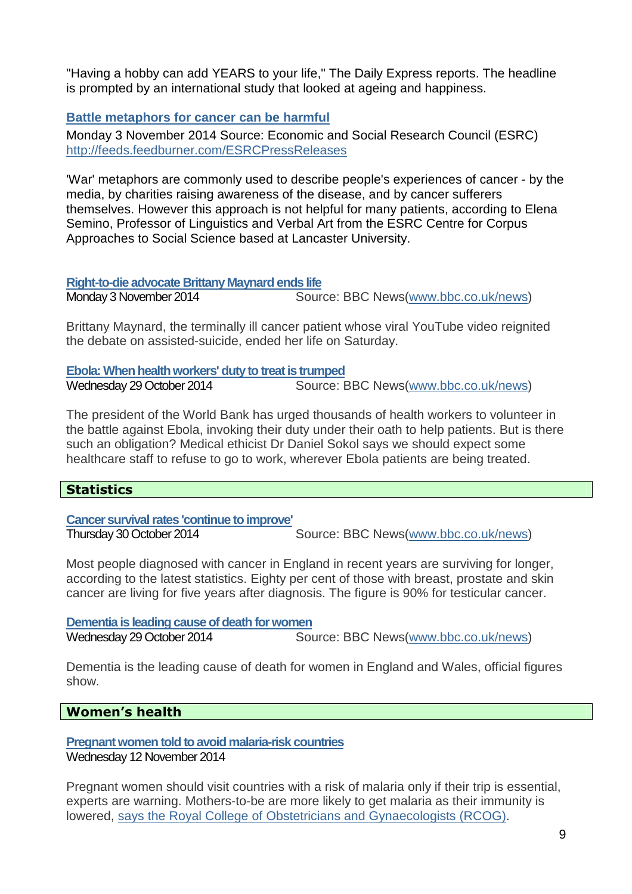"Having a hobby can add YEARS to your life," The Daily Express reports. The headline is prompted by an international study that looked at ageing and happiness.

**[Battle metaphors for cancer can be harmful]**

Monday 3 November 2014 Source: Economic and Social Research Council (ESRC) http://feeds.feedburner.com/ESRCPressReleases

'War' metaphors are commonly used to describe people's experiences of cancer - by the media, by charities raising awareness of the disease, and by cancer sufferers themselves. However this approach is not helpful for many patients, according to Elena Semino, Professor of Linguistics and Verbal Art from the ESRC Centre for Corpus Approaches to Social Science based at Lancaster University.

**[Right-to-die advocate Brittany Maynard ends life]**

Monday 3 November 2014 Source: BBC News(www.bbc.co.uk/news)

Brittany Maynard, the terminally ill cancer patient whose viral YouTube video reignited the debate on assisted-suicide, ended her life on Saturday.

**[Ebola: When health workers' duty to treat is trumped]**

Wednesday 29 October 2014 Source: BBC News(www.bbc.co.uk/news)

The president of the World Bank has urged thousands of health workers to volunteer in the battle against Ebola, invoking their duty under their oath to help patients. But is there such an obligation? Medical ethicist Dr Daniel Sokol says we should expect some healthcare staff to refuse to go to work, wherever Ebola patients are being treated.

## Statistics

**[Cancer survival rates 'continue to improve']**

Thursday 30 October 2014 Source: BBC News(www.bbc.co.uk/news)

Most people diagnosed with cancer in England in recent years are surviving for longer, according to the latest statistics. Eighty per cent of those with breast, prostate and skin cancer are living for five years after diagnosis. The figure is 90% for testicular cancer.

**[Dementia is leading cause of death for women]**

Wednesday 29 October 2014 Source: BBC News(www.bbc.co.uk/news)

Dementia is the leading cause of death for women in England and Wales, official figures show.

## Women's health

**[Pregnant women told to avoid malaria-risk countries]**

Wednesday 12 November 2014

Pregnant women should visit countries with a risk of malaria only if their trip is essential, experts are warning. Mothers-to-be are more likely to get malaria as their immunity is lowered, says the Royal College of Obstetricians and Gynaecologists (RCOG).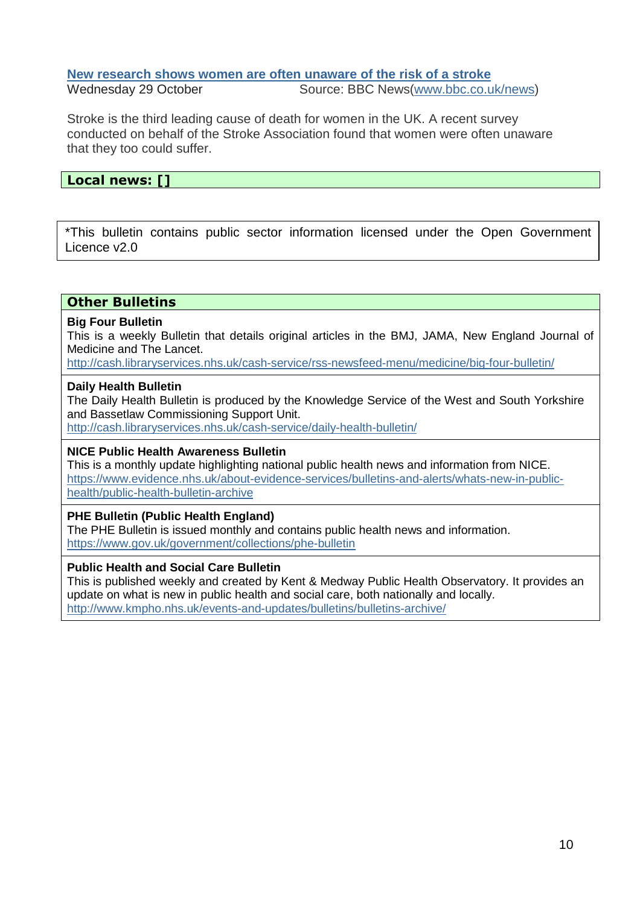[New research shows women are often unaware of the risk of a stroke](#)

Wednesday 29 October Source: BBC News([www.bbc.co.uk/news](http://www.bbc.co.uk/news))

Stroke is the third leading cause of death for women in the UK. A recent survey conducted on behalf of the Stroke Association found that women were often unaware that they too could suffer.

## Local news: []

*This bulletin contains public sector information licensed under the Open Government Licence v2.0

## Other Bulletins

**Big Four Bulletin**
This is a weekly Bulletin that details original articles in the BMJ, JAMA, New England Journal of Medicine and The Lancet.
http://cash.libraryservices.nhs.uk/cash-service/rss-newsfeed-menu/medicine/big-four-bulletin/

**Daily Health Bulletin**
The Daily Health Bulletin is produced by the Knowledge Service of the West and South Yorkshire and Bassetlaw Commissioning Support Unit.
http://cash.libraryservices.nhs.uk/cash-service/daily-health-bulletin/

**NICE Public Health Awareness Bulletin**
This is a monthly update highlighting national public health news and information from NICE.
https://www.evidence.nhs.uk/about-evidence-services/bulletins-and-alerts/whats-new-in-public-health/public-health-bulletin-archive

**PHE Bulletin (Public Health England)**
The PHE Bulletin is issued monthly and contains public health news and information.
https://www.gov.uk/government/collections/phe-bulletin

**Public Health and Social Care Bulletin**
This is published weekly and created by Kent & Medway Public Health Observatory. It provides an update on what is new in public health and social care, both nationally and locally.
http://www.kmpho.nhs.uk/events-and-updates/bulletins/bulletins-archive/